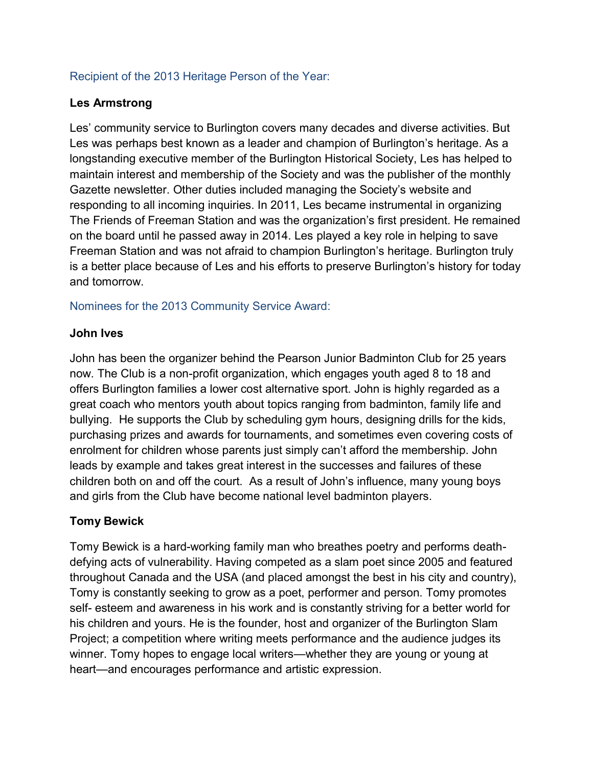## Recipient of the 2013 Heritage Person of the Year:

### Les Armstrong

Les' community service to Burlington covers many decades and diverse activities. But Les was perhaps best known as a leader and champion of Burlington's heritage. As a longstanding executive member of the Burlington Historical Society, Les has helped to maintain interest and membership of the Society and was the publisher of the monthly Gazette newsletter. Other duties included managing the Society's website and responding to all incoming inquiries. In 2011, Les became instrumental in organizing The Friends of Freeman Station and was the organization's first president. He remained on the board until he passed away in 2014. Les played a key role in helping to save Freeman Station and was not afraid to champion Burlington's heritage. Burlington truly is a better place because of Les and his efforts to preserve Burlington's history for today and tomorrow.

## Nominees for the 2013 Community Service Award:

### John Ives

John has been the organizer behind the Pearson Junior Badminton Club for 25 years now. The Club is a non-profit organization, which engages youth aged 8 to 18 and offers Burlington families a lower cost alternative sport. John is highly regarded as a great coach who mentors youth about topics ranging from badminton, family life and bullying. He supports the Club by scheduling gym hours, designing drills for the kids, purchasing prizes and awards for tournaments, and sometimes even covering costs of enrolment for children whose parents just simply can't afford the membership. John leads by example and takes great interest in the successes and failures of these children both on and off the court. As a result of John's influence, many young boys and girls from the Club have become national level badminton players.

### Tomy Bewick

Tomy Bewick is a hard-working family man who breathes poetry and performs death-defying acts of vulnerability. Having competed as a slam poet since 2005 and featured throughout Canada and the USA (and placed amongst the best in his city and country), Tomy is constantly seeking to grow as a poet, performer and person. Tomy promotes self- esteem and awareness in his work and is constantly striving for a better world for his children and yours. He is the founder, host and organizer of the Burlington Slam Project; a competition where writing meets performance and the audience judges its winner. Tomy hopes to engage local writers—whether they are young or young at heart—and encourages performance and artistic expression.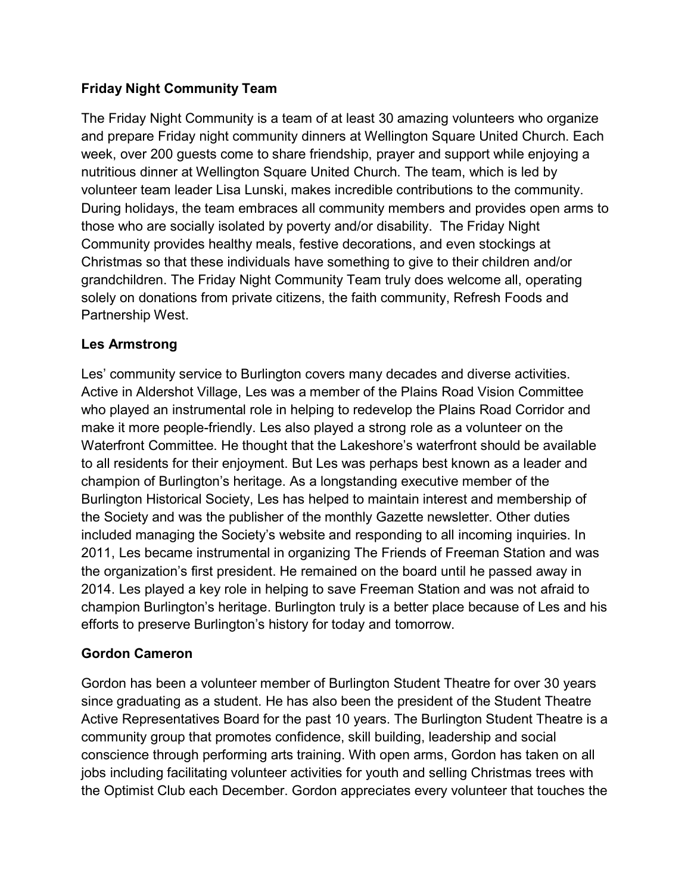**Friday Night Community Team**

The Friday Night Community is a team of at least 30 amazing volunteers who organize and prepare Friday night community dinners at Wellington Square United Church. Each week, over 200 guests come to share friendship, prayer and support while enjoying a nutritious dinner at Wellington Square United Church. The team, which is led by volunteer team leader Lisa Lunski, makes incredible contributions to the community. During holidays, the team embraces all community members and provides open arms to those who are socially isolated by poverty and/or disability. The Friday Night Community provides healthy meals, festive decorations, and even stockings at Christmas so that these individuals have something to give to their children and/or grandchildren. The Friday Night Community Team truly does welcome all, operating solely on donations from private citizens, the faith community, Refresh Foods and Partnership West.

**Les Armstrong**

Les' community service to Burlington covers many decades and diverse activities. Active in Aldershot Village, Les was a member of the Plains Road Vision Committee who played an instrumental role in helping to redevelop the Plains Road Corridor and make it more people-friendly. Les also played a strong role as a volunteer on the Waterfront Committee. He thought that the Lakeshore's waterfront should be available to all residents for their enjoyment. But Les was perhaps best known as a leader and champion of Burlington's heritage. As a longstanding executive member of the Burlington Historical Society, Les has helped to maintain interest and membership of the Society and was the publisher of the monthly Gazette newsletter. Other duties included managing the Society's website and responding to all incoming inquiries. In 2011, Les became instrumental in organizing The Friends of Freeman Station and was the organization's first president. He remained on the board until he passed away in 2014. Les played a key role in helping to save Freeman Station and was not afraid to champion Burlington's heritage. Burlington truly is a better place because of Les and his efforts to preserve Burlington's history for today and tomorrow.

**Gordon Cameron**

Gordon has been a volunteer member of Burlington Student Theatre for over 30 years since graduating as a student. He has also been the president of the Student Theatre Active Representatives Board for the past 10 years. The Burlington Student Theatre is a community group that promotes confidence, skill building, leadership and social conscience through performing arts training. With open arms, Gordon has taken on all jobs including facilitating volunteer activities for youth and selling Christmas trees with the Optimist Club each December. Gordon appreciates every volunteer that touches the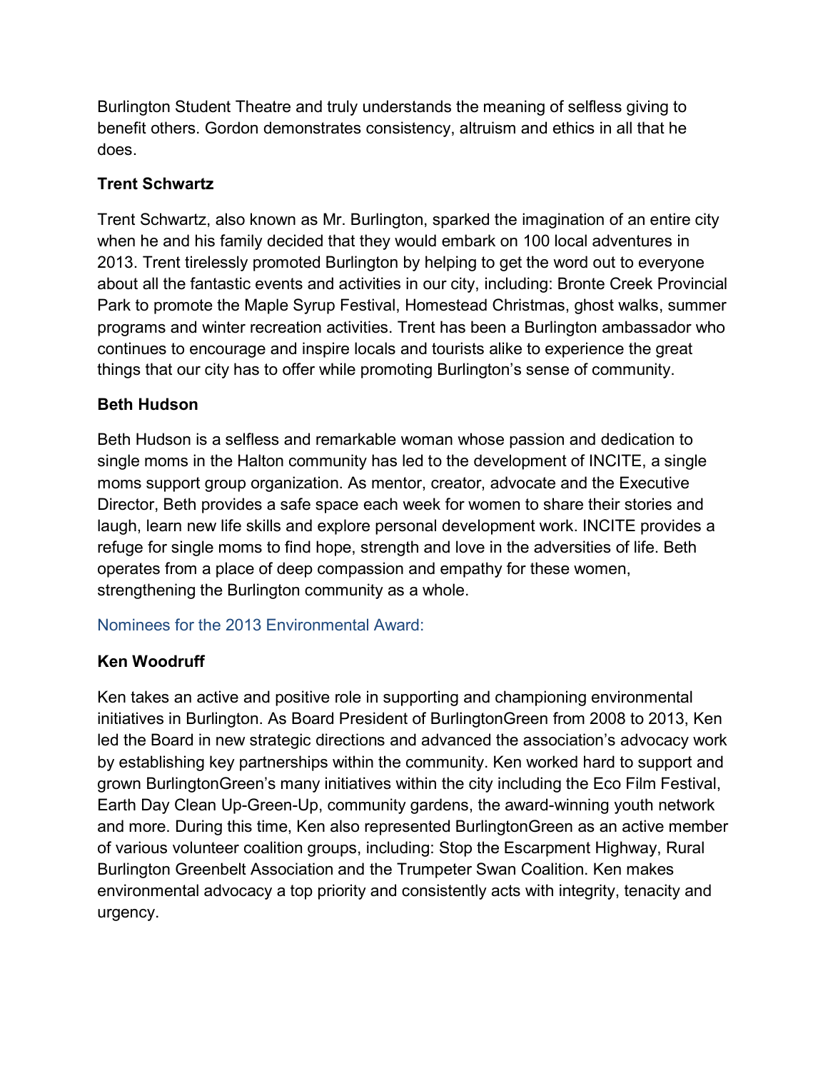Burlington Student Theatre and truly understands the meaning of selfless giving to benefit others. Gordon demonstrates consistency, altruism and ethics in all that he does.

**Trent Schwartz**

Trent Schwartz, also known as Mr. Burlington, sparked the imagination of an entire city when he and his family decided that they would embark on 100 local adventures in 2013. Trent tirelessly promoted Burlington by helping to get the word out to everyone about all the fantastic events and activities in our city, including: Bronte Creek Provincial Park to promote the Maple Syrup Festival, Homestead Christmas, ghost walks, summer programs and winter recreation activities. Trent has been a Burlington ambassador who continues to encourage and inspire locals and tourists alike to experience the great things that our city has to offer while promoting Burlington's sense of community.

**Beth Hudson**

Beth Hudson is a selfless and remarkable woman whose passion and dedication to single moms in the Halton community has led to the development of INCITE, a single moms support group organization. As mentor, creator, advocate and the Executive Director, Beth provides a safe space each week for women to share their stories and laugh, learn new life skills and explore personal development work. INCITE provides a refuge for single moms to find hope, strength and love in the adversities of life. Beth operates from a place of deep compassion and empathy for these women, strengthening the Burlington community as a whole.

## Nominees for the 2013 Environmental Award:

**Ken Woodruff**

Ken takes an active and positive role in supporting and championing environmental initiatives in Burlington. As Board President of BurlingtonGreen from 2008 to 2013, Ken led the Board in new strategic directions and advanced the association's advocacy work by establishing key partnerships within the community. Ken worked hard to support and grown BurlingtonGreen's many initiatives within the city including the Eco Film Festival, Earth Day Clean Up-Green-Up, community gardens, the award-winning youth network and more. During this time, Ken also represented BurlingtonGreen as an active member of various volunteer coalition groups, including: Stop the Escarpment Highway, Rural Burlington Greenbelt Association and the Trumpeter Swan Coalition. Ken makes environmental advocacy a top priority and consistently acts with integrity, tenacity and urgency.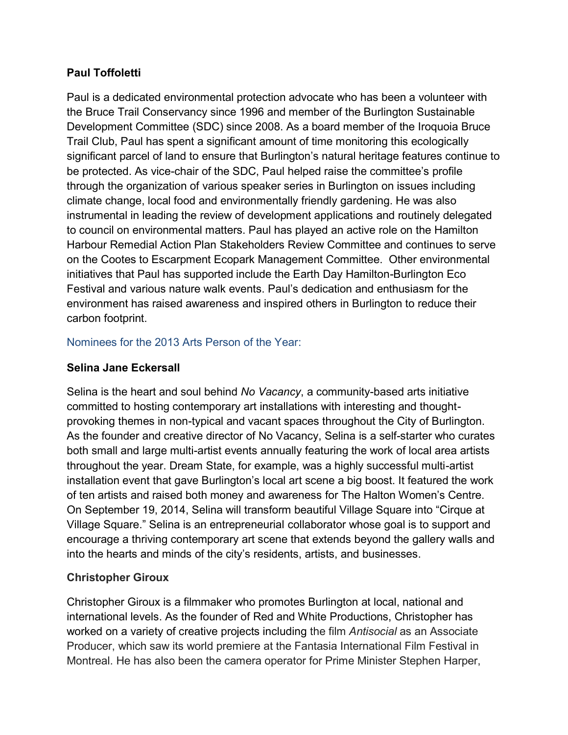**Paul Toffoletti**

Paul is a dedicated environmental protection advocate who has been a volunteer with the Bruce Trail Conservancy since 1996 and member of the Burlington Sustainable Development Committee (SDC) since 2008. As a board member of the Iroquoia Bruce Trail Club, Paul has spent a significant amount of time monitoring this ecologically significant parcel of land to ensure that Burlington's natural heritage features continue to be protected. As vice-chair of the SDC, Paul helped raise the committee's profile through the organization of various speaker series in Burlington on issues including climate change, local food and environmentally friendly gardening. He was also instrumental in leading the review of development applications and routinely delegated to council on environmental matters. Paul has played an active role on the Hamilton Harbour Remedial Action Plan Stakeholders Review Committee and continues to serve on the Cootes to Escarpment Ecopark Management Committee. Other environmental initiatives that Paul has supported include the Earth Day Hamilton-Burlington Eco Festival and various nature walk events. Paul's dedication and enthusiasm for the environment has raised awareness and inspired others in Burlington to reduce their carbon footprint.

## Nominees for the 2013 Arts Person of the Year:

**Selina Jane Eckersall**

Selina is the heart and soul behind *No Vacancy*, a community-based arts initiative committed to hosting contemporary art installations with interesting and thought-provoking themes in non-typical and vacant spaces throughout the City of Burlington. As the founder and creative director of No Vacancy, Selina is a self-starter who curates both small and large multi-artist events annually featuring the work of local area artists throughout the year. Dream State, for example, was a highly successful multi-artist installation event that gave Burlington's local art scene a big boost. It featured the work of ten artists and raised both money and awareness for The Halton Women's Centre. On September 19, 2014, Selina will transform beautiful Village Square into "Cirque at Village Square." Selina is an entrepreneurial collaborator whose goal is to support and encourage a thriving contemporary art scene that extends beyond the gallery walls and into the hearts and minds of the city's residents, artists, and businesses.

**Christopher Giroux**

Christopher Giroux is a filmmaker who promotes Burlington at local, national and international levels. As the founder of Red and White Productions, Christopher has worked on a variety of creative projects including the film *Antisocial* as an Associate Producer, which saw its world premiere at the Fantasia International Film Festival in Montreal. He has also been the camera operator for Prime Minister Stephen Harper,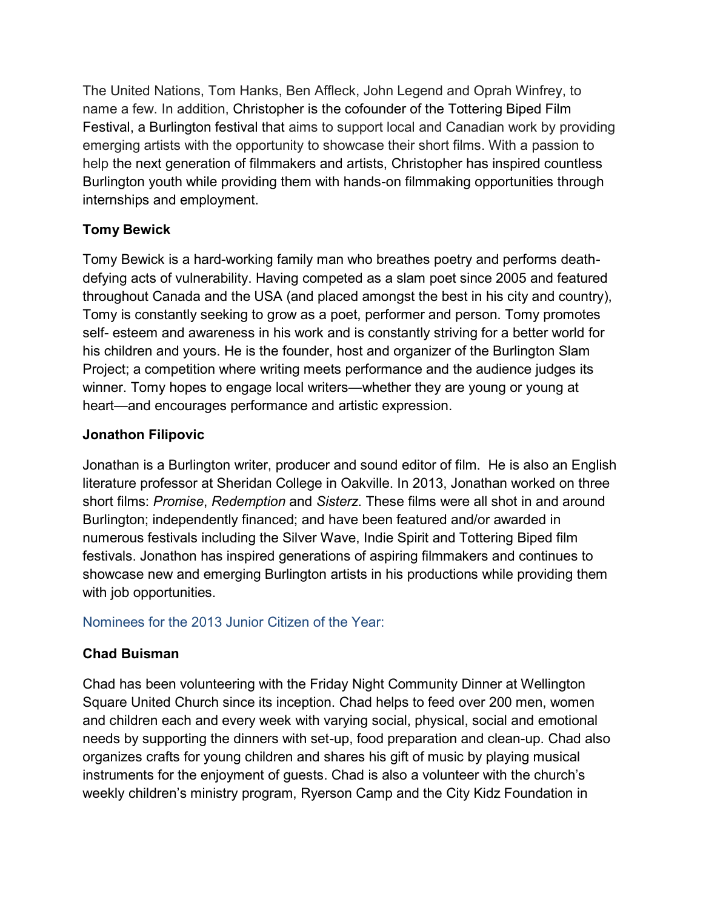The United Nations, Tom Hanks, Ben Affleck, John Legend and Oprah Winfrey, to name a few. In addition, Christopher is the cofounder of the Tottering Biped Film Festival, a Burlington festival that aims to support local and Canadian work by providing emerging artists with the opportunity to showcase their short films. With a passion to help the next generation of filmmakers and artists, Christopher has inspired countless Burlington youth while providing them with hands-on filmmaking opportunities through internships and employment.

**Tomy Bewick**

Tomy Bewick is a hard-working family man who breathes poetry and performs death-defying acts of vulnerability. Having competed as a slam poet since 2005 and featured throughout Canada and the USA (and placed amongst the best in his city and country), Tomy is constantly seeking to grow as a poet, performer and person. Tomy promotes self- esteem and awareness in his work and is constantly striving for a better world for his children and yours. He is the founder, host and organizer of the Burlington Slam Project; a competition where writing meets performance and the audience judges its winner. Tomy hopes to engage local writers—whether they are young or young at heart—and encourages performance and artistic expression.

**Jonathon Filipovic**

Jonathan is a Burlington writer, producer and sound editor of film. He is also an English literature professor at Sheridan College in Oakville. In 2013, Jonathan worked on three short films: *Promise*, *Redemption* and *Sisterz*. These films were all shot in and around Burlington; independently financed; and have been featured and/or awarded in numerous festivals including the Silver Wave, Indie Spirit and Tottering Biped film festivals. Jonathon has inspired generations of aspiring filmmakers and continues to showcase new and emerging Burlington artists in his productions while providing them with job opportunities.

Nominees for the 2013 Junior Citizen of the Year:

**Chad Buisman**

Chad has been volunteering with the Friday Night Community Dinner at Wellington Square United Church since its inception. Chad helps to feed over 200 men, women and children each and every week with varying social, physical, social and emotional needs by supporting the dinners with set-up, food preparation and clean-up. Chad also organizes crafts for young children and shares his gift of music by playing musical instruments for the enjoyment of guests. Chad is also a volunteer with the church's weekly children's ministry program, Ryerson Camp and the City Kidz Foundation in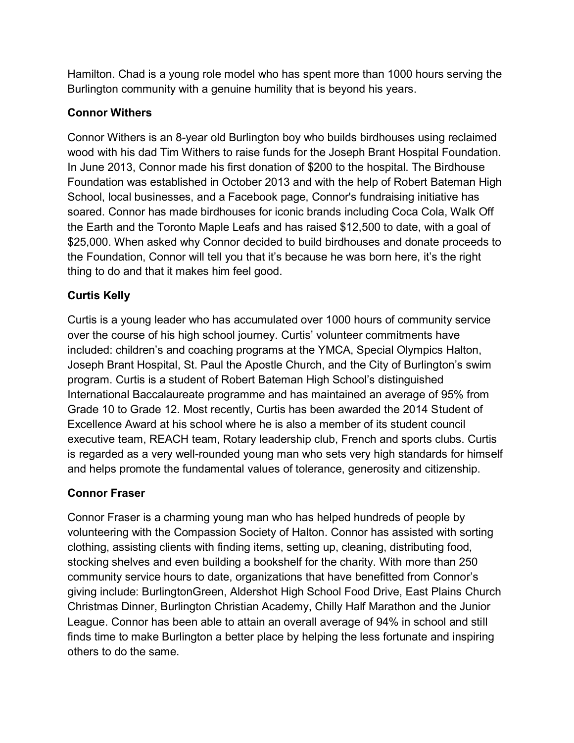Hamilton. Chad is a young role model who has spent more than 1000 hours serving the Burlington community with a genuine humility that is beyond his years.

**Connor Withers**

Connor Withers is an 8-year old Burlington boy who builds birdhouses using reclaimed wood with his dad Tim Withers to raise funds for the Joseph Brant Hospital Foundation. In June 2013, Connor made his first donation of $200 to the hospital. The Birdhouse Foundation was established in October 2013 and with the help of Robert Bateman High School, local businesses, and a Facebook page, Connor's fundraising initiative has soared. Connor has made birdhouses for iconic brands including Coca Cola, Walk Off the Earth and the Toronto Maple Leafs and has raised $12,500 to date, with a goal of $25,000. When asked why Connor decided to build birdhouses and donate proceeds to the Foundation, Connor will tell you that it's because he was born here, it's the right thing to do and that it makes him feel good.

**Curtis Kelly**

Curtis is a young leader who has accumulated over 1000 hours of community service over the course of his high school journey. Curtis' volunteer commitments have included: children's and coaching programs at the YMCA, Special Olympics Halton, Joseph Brant Hospital, St. Paul the Apostle Church, and the City of Burlington's swim program. Curtis is a student of Robert Bateman High School's distinguished International Baccalaureate programme and has maintained an average of 95% from Grade 10 to Grade 12. Most recently, Curtis has been awarded the 2014 Student of Excellence Award at his school where he is also a member of its student council executive team, REACH team, Rotary leadership club, French and sports clubs. Curtis is regarded as a very well-rounded young man who sets very high standards for himself and helps promote the fundamental values of tolerance, generosity and citizenship.

**Connor Fraser**

Connor Fraser is a charming young man who has helped hundreds of people by volunteering with the Compassion Society of Halton. Connor has assisted with sorting clothing, assisting clients with finding items, setting up, cleaning, distributing food, stocking shelves and even building a bookshelf for the charity. With more than 250 community service hours to date, organizations that have benefitted from Connor's giving include: BurlingtonGreen, Aldershot High School Food Drive, East Plains Church Christmas Dinner, Burlington Christian Academy, Chilly Half Marathon and the Junior League. Connor has been able to attain an overall average of 94% in school and still finds time to make Burlington a better place by helping the less fortunate and inspiring others to do the same.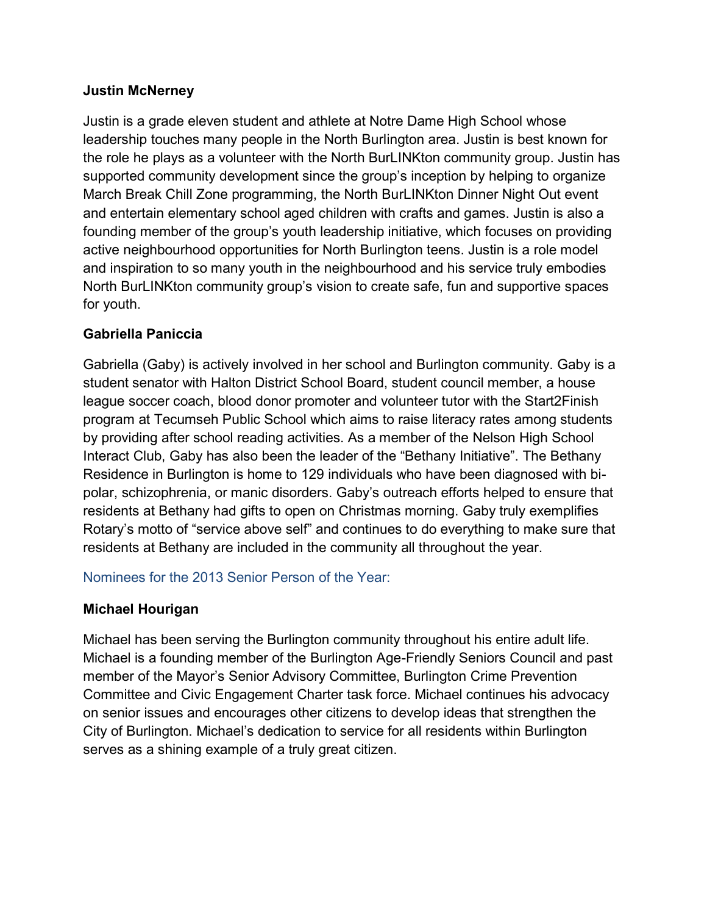**Justin McNerney**

Justin is a grade eleven student and athlete at Notre Dame High School whose leadership touches many people in the North Burlington area. Justin is best known for the role he plays as a volunteer with the North BurLINKton community group. Justin has supported community development since the group's inception by helping to organize March Break Chill Zone programming, the North BurLINKton Dinner Night Out event and entertain elementary school aged children with crafts and games. Justin is also a founding member of the group's youth leadership initiative, which focuses on providing active neighbourhood opportunities for North Burlington teens. Justin is a role model and inspiration to so many youth in the neighbourhood and his service truly embodies North BurLINKton community group's vision to create safe, fun and supportive spaces for youth.

**Gabriella Paniccia**

Gabriella (Gaby) is actively involved in her school and Burlington community. Gaby is a student senator with Halton District School Board, student council member, a house league soccer coach, blood donor promoter and volunteer tutor with the Start2Finish program at Tecumseh Public School which aims to raise literacy rates among students by providing after school reading activities. As a member of the Nelson High School Interact Club, Gaby has also been the leader of the "Bethany Initiative". The Bethany Residence in Burlington is home to 129 individuals who have been diagnosed with bi-polar, schizophrenia, or manic disorders. Gaby's outreach efforts helped to ensure that residents at Bethany had gifts to open on Christmas morning. Gaby truly exemplifies Rotary's motto of "service above self" and continues to do everything to make sure that residents at Bethany are included in the community all throughout the year.

## Nominees for the 2013 Senior Person of the Year:

**Michael Hourigan**

Michael has been serving the Burlington community throughout his entire adult life. Michael is a founding member of the Burlington Age-Friendly Seniors Council and past member of the Mayor's Senior Advisory Committee, Burlington Crime Prevention Committee and Civic Engagement Charter task force. Michael continues his advocacy on senior issues and encourages other citizens to develop ideas that strengthen the City of Burlington. Michael's dedication to service for all residents within Burlington serves as a shining example of a truly great citizen.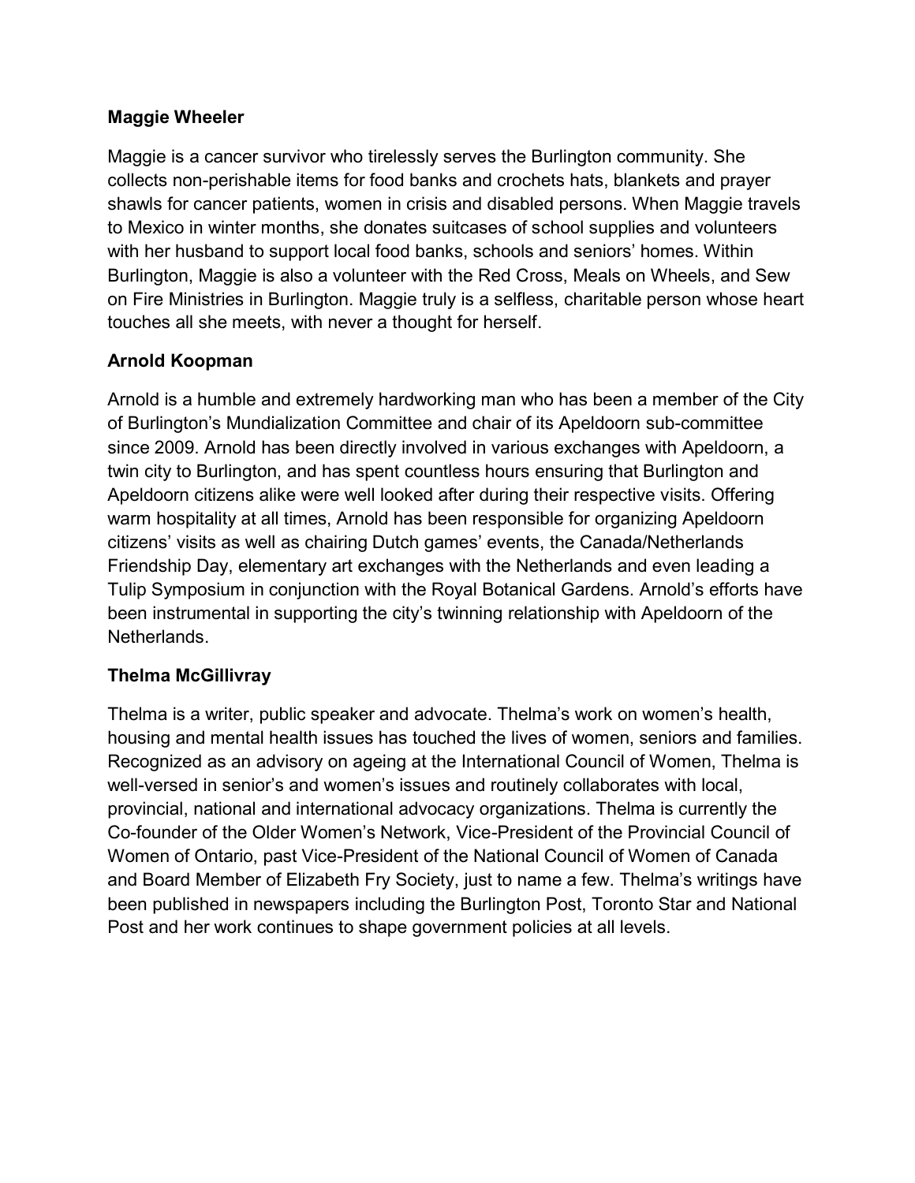**Maggie Wheeler**

Maggie is a cancer survivor who tirelessly serves the Burlington community. She collects non-perishable items for food banks and crochets hats, blankets and prayer shawls for cancer patients, women in crisis and disabled persons. When Maggie travels to Mexico in winter months, she donates suitcases of school supplies and volunteers with her husband to support local food banks, schools and seniors' homes. Within Burlington, Maggie is also a volunteer with the Red Cross, Meals on Wheels, and Sew on Fire Ministries in Burlington. Maggie truly is a selfless, charitable person whose heart touches all she meets, with never a thought for herself.

**Arnold Koopman**

Arnold is a humble and extremely hardworking man who has been a member of the City of Burlington's Mundialization Committee and chair of its Apeldoorn sub-committee since 2009. Arnold has been directly involved in various exchanges with Apeldoorn, a twin city to Burlington, and has spent countless hours ensuring that Burlington and Apeldoorn citizens alike were well looked after during their respective visits. Offering warm hospitality at all times, Arnold has been responsible for organizing Apeldoorn citizens' visits as well as chairing Dutch games' events, the Canada/Netherlands Friendship Day, elementary art exchanges with the Netherlands and even leading a Tulip Symposium in conjunction with the Royal Botanical Gardens. Arnold's efforts have been instrumental in supporting the city's twinning relationship with Apeldoorn of the Netherlands.

**Thelma McGillivray**

Thelma is a writer, public speaker and advocate. Thelma's work on women's health, housing and mental health issues has touched the lives of women, seniors and families. Recognized as an advisory on ageing at the International Council of Women, Thelma is well-versed in senior's and women's issues and routinely collaborates with local, provincial, national and international advocacy organizations. Thelma is currently the Co-founder of the Older Women's Network, Vice-President of the Provincial Council of Women of Ontario, past Vice-President of the National Council of Women of Canada and Board Member of Elizabeth Fry Society, just to name a few. Thelma's writings have been published in newspapers including the Burlington Post, Toronto Star and National Post and her work continues to shape government policies at all levels.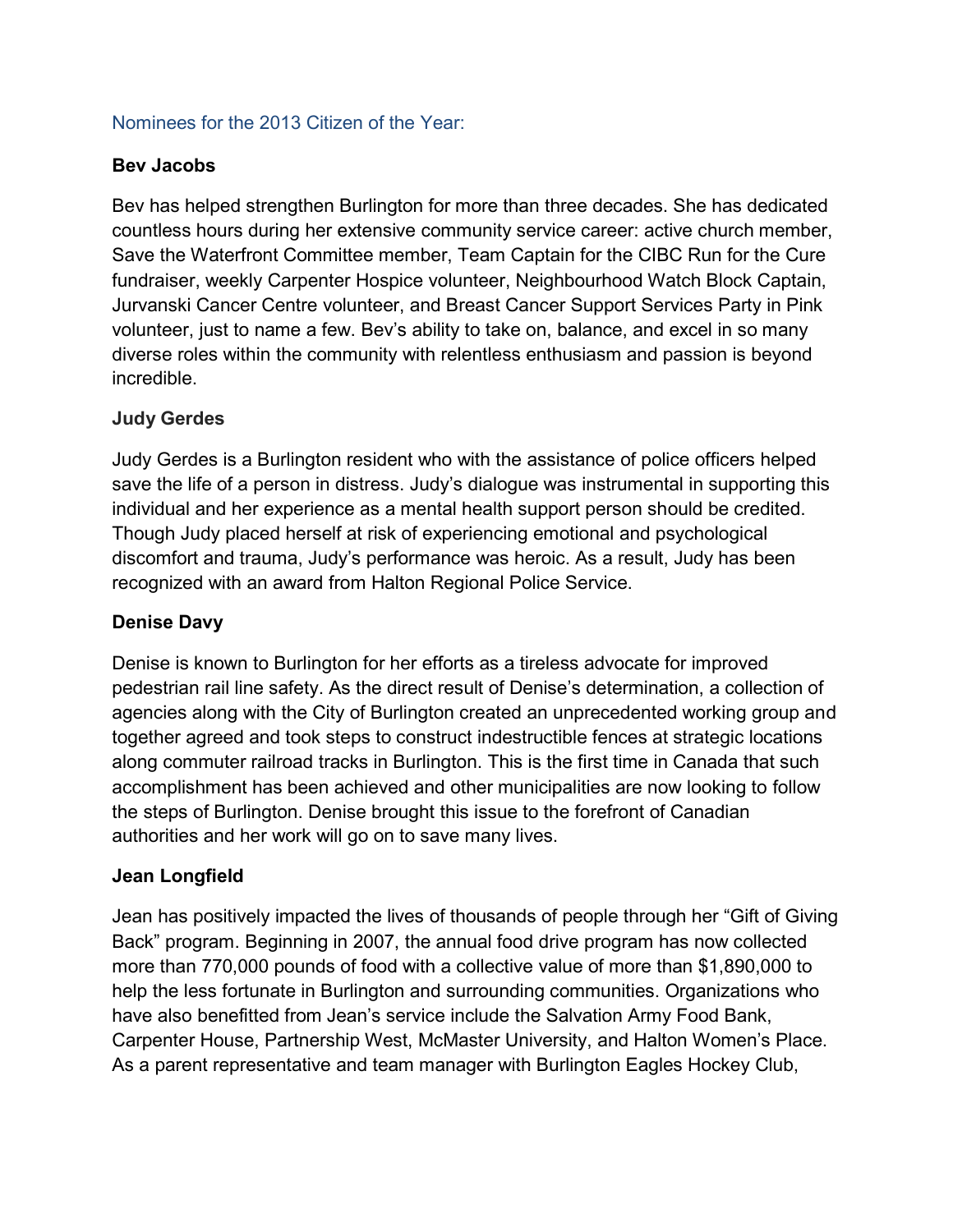Nominees for the 2013 Citizen of the Year:

**Bev Jacobs**

Bev has helped strengthen Burlington for more than three decades. She has dedicated countless hours during her extensive community service career: active church member, Save the Waterfront Committee member, Team Captain for the CIBC Run for the Cure fundraiser, weekly Carpenter Hospice volunteer, Neighbourhood Watch Block Captain, Jurvanski Cancer Centre volunteer, and Breast Cancer Support Services Party in Pink volunteer, just to name a few. Bev's ability to take on, balance, and excel in so many diverse roles within the community with relentless enthusiasm and passion is beyond incredible.

**Judy Gerdes**

Judy Gerdes is a Burlington resident who with the assistance of police officers helped save the life of a person in distress. Judy's dialogue was instrumental in supporting this individual and her experience as a mental health support person should be credited. Though Judy placed herself at risk of experiencing emotional and psychological discomfort and trauma, Judy's performance was heroic. As a result, Judy has been recognized with an award from Halton Regional Police Service.

**Denise Davy**

Denise is known to Burlington for her efforts as a tireless advocate for improved pedestrian rail line safety. As the direct result of Denise's determination, a collection of agencies along with the City of Burlington created an unprecedented working group and together agreed and took steps to construct indestructible fences at strategic locations along commuter railroad tracks in Burlington. This is the first time in Canada that such accomplishment has been achieved and other municipalities are now looking to follow the steps of Burlington. Denise brought this issue to the forefront of Canadian authorities and her work will go on to save many lives.

**Jean Longfield**

Jean has positively impacted the lives of thousands of people through her "Gift of Giving Back" program. Beginning in 2007, the annual food drive program has now collected more than 770,000 pounds of food with a collective value of more than $1,890,000 to help the less fortunate in Burlington and surrounding communities. Organizations who have also benefitted from Jean's service include the Salvation Army Food Bank, Carpenter House, Partnership West, McMaster University, and Halton Women's Place. As a parent representative and team manager with Burlington Eagles Hockey Club,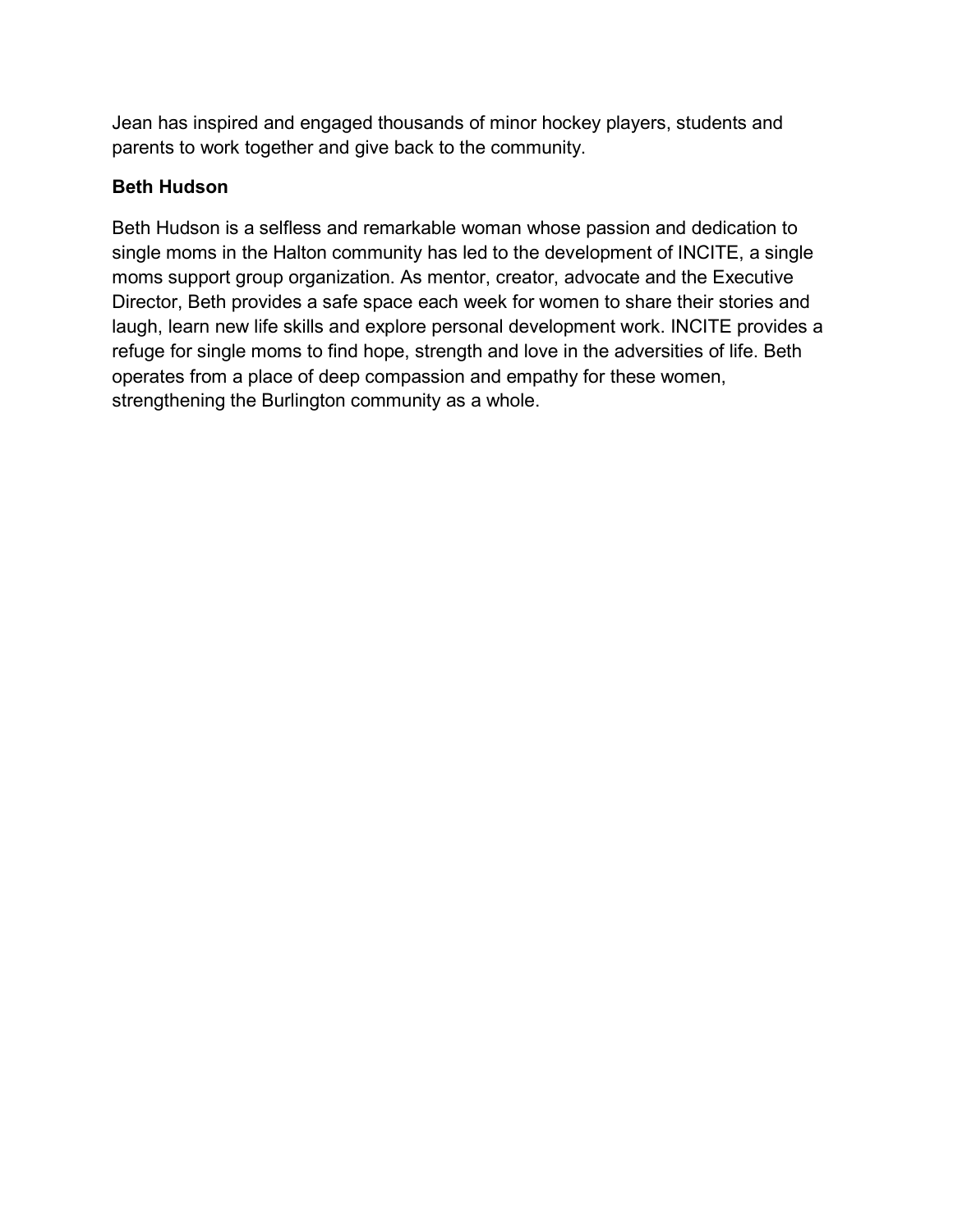Jean has inspired and engaged thousands of minor hockey players, students and parents to work together and give back to the community.

**Beth Hudson**

Beth Hudson is a selfless and remarkable woman whose passion and dedication to single moms in the Halton community has led to the development of INCITE, a single moms support group organization. As mentor, creator, advocate and the Executive Director, Beth provides a safe space each week for women to share their stories and laugh, learn new life skills and explore personal development work. INCITE provides a refuge for single moms to find hope, strength and love in the adversities of life. Beth operates from a place of deep compassion and empathy for these women, strengthening the Burlington community as a whole.